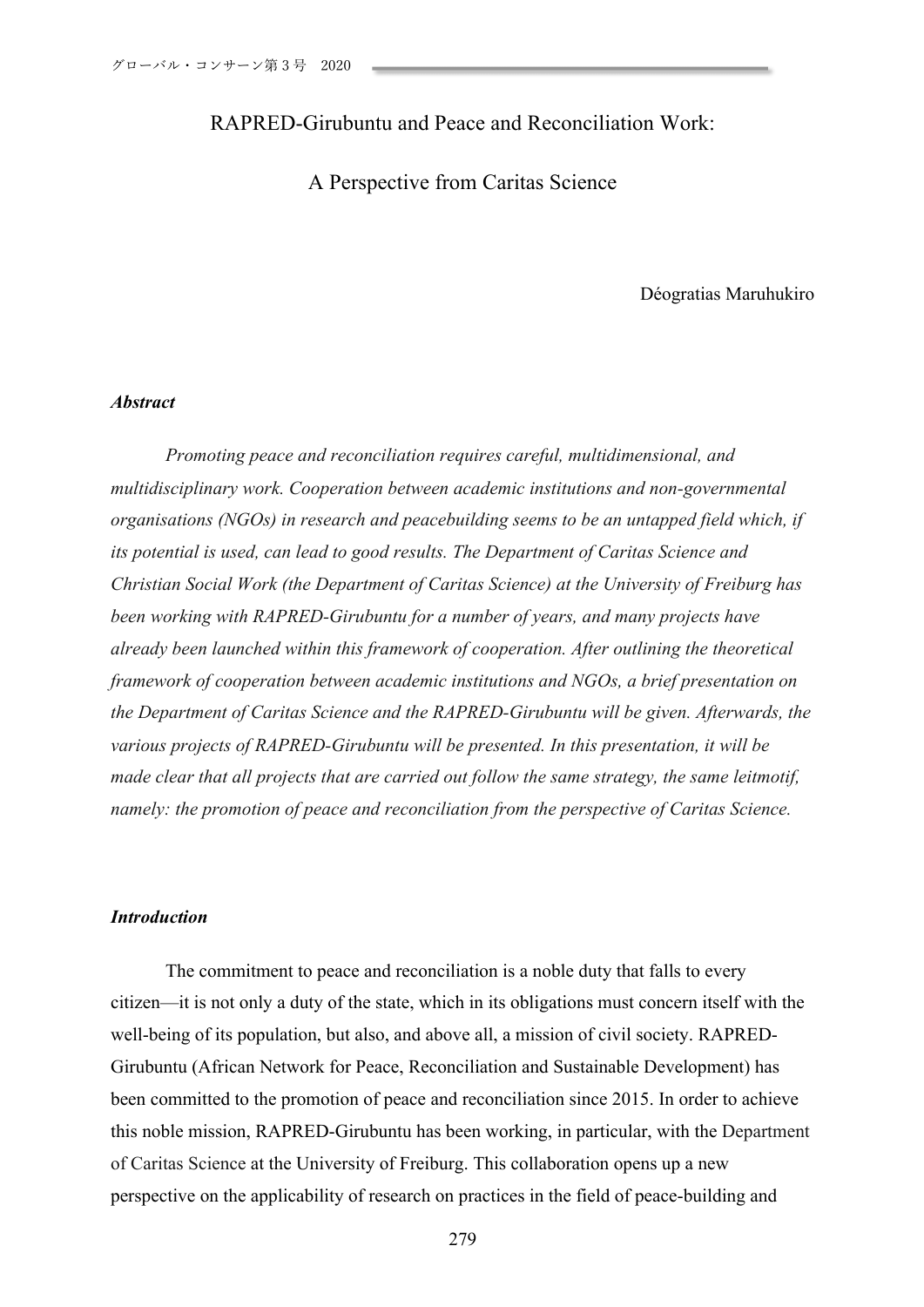# RAPRED-Girubuntu and Peace and Reconciliation Work:

# A Perspective from Caritas Science

Déogratias Maruhukiro

### *Abstract*

*Promoting peace and reconciliation requires careful, multidimensional, and multidisciplinary work. Cooperation between academic institutions and non-governmental organisations (NGOs) in research and peacebuilding seems to be an untapped field which, if its potential is used, can lead to good results. The Department of Caritas Science and Christian Social Work (the Department of Caritas Science) at the University of Freiburg has been working with RAPRED-Girubuntu for a number of years, and many projects have already been launched within this framework of cooperation. After outlining the theoretical framework of cooperation between academic institutions and NGOs, a brief presentation on the Department of Caritas Science and the RAPRED-Girubuntu will be given. Afterwards, the various projects of RAPRED-Girubuntu will be presented. In this presentation, it will be made clear that all projects that are carried out follow the same strategy, the same leitmotif, namely: the promotion of peace and reconciliation from the perspective of Caritas Science.*

### *Introduction*

The commitment to peace and reconciliation is a noble duty that falls to every citizen—it is not only a duty of the state, which in its obligations must concern itself with the well-being of its population, but also, and above all, a mission of civil society. RAPRED-Girubuntu (African Network for Peace, Reconciliation and Sustainable Development) has been committed to the promotion of peace and reconciliation since 2015. In order to achieve this noble mission, RAPRED-Girubuntu has been working, in particular, with the Department of Caritas Science at the University of Freiburg. This collaboration opens up a new perspective on the applicability of research on practices in the field of peace-building and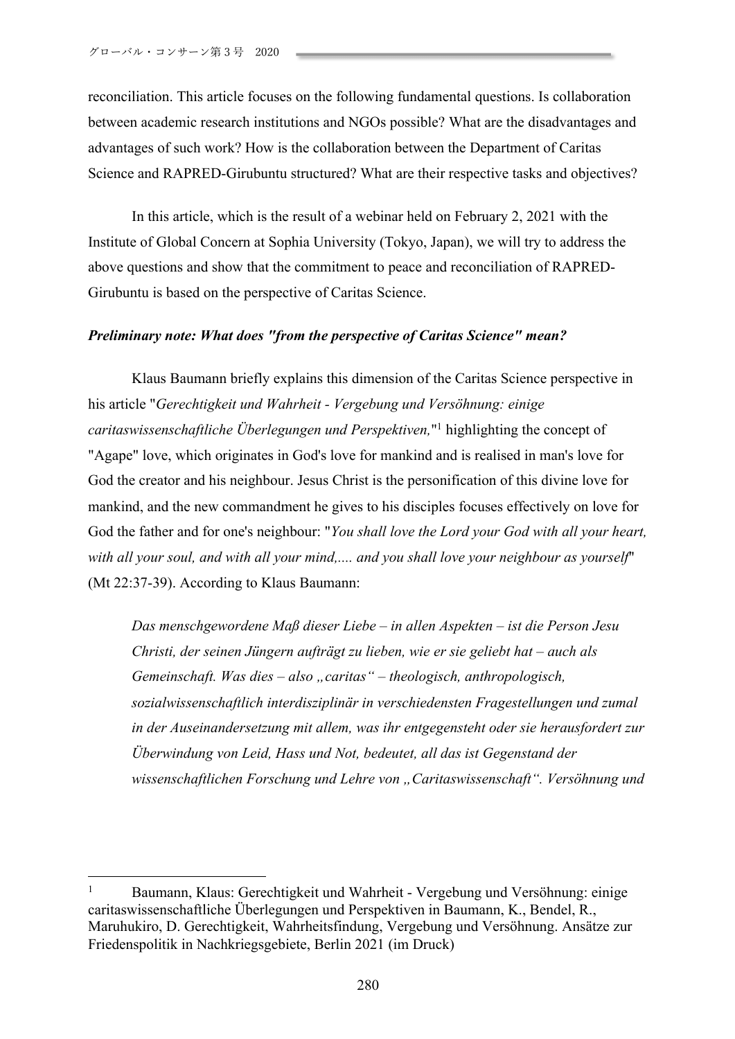reconciliation. This article focuses on the following fundamental questions. Is collaboration between academic research institutions and NGOs possible? What are the disadvantages and advantages of such work? How is the collaboration between the Department of Caritas Science and RAPRED-Girubuntu structured? What are their respective tasks and objectives?

In this article, which is the result of a webinar held on February 2, 2021 with the Institute of Global Concern at Sophia University (Tokyo, Japan), we will try to address the above questions and show that the commitment to peace and reconciliation of RAPRED-Girubuntu is based on the perspective of Caritas Science.

***Preliminary note: What does "from the perspective of Caritas Science" mean?***

Klaus Baumann briefly explains this dimension of the Caritas Science perspective in his article "*Gerechtigkeit und Wahrheit - Vergebung und Versöhnung: einige caritaswissenschaftliche Überlegungen und Perspektiven,*"[1] highlighting the concept of "Agape" love, which originates in God's love for mankind and is realised in man's love for God the creator and his neighbour. Jesus Christ is the personification of this divine love for mankind, and the new commandment he gives to his disciples focuses effectively on love for God the father and for one's neighbour: "*You shall love the Lord your God with all your heart, with all your soul, and with all your mind,.... and you shall love your neighbour as yourself*" (Mt 22:37-39). According to Klaus Baumann:

> *Das menschgewordene Maß dieser Liebe – in allen Aspekten – ist die Person Jesu Christi, der seinen Jüngern aufträgt zu lieben, wie er sie geliebt hat – auch als Gemeinschaft. Was dies – also „caritas“ – theologisch, anthropologisch, sozialwissenschaftlich interdisziplinär in verschiedensten Fragestellungen und zumal in der Auseinandersetzung mit allem, was ihr entgegensteht oder sie herausfordert zur Überwindung von Leid, Hass und Not, bedeutet, all das ist Gegenstand der wissenschaftlichen Forschung und Lehre von „Caritaswissenschaft“. Versöhnung und*

---

[1] Baumann, Klaus: Gerechtigkeit und Wahrheit - Vergebung und Versöhnung: einige caritaswissenschaftliche Überlegungen und Perspektiven in Baumann, K., Bendel, R., Maruhukiro, D. Gerechtigkeit, Wahrheitsfindung, Vergebung und Versöhnung. Ansätze zur Friedenspolitik in Nachkriegsgebiete, Berlin 2021 (im Druck)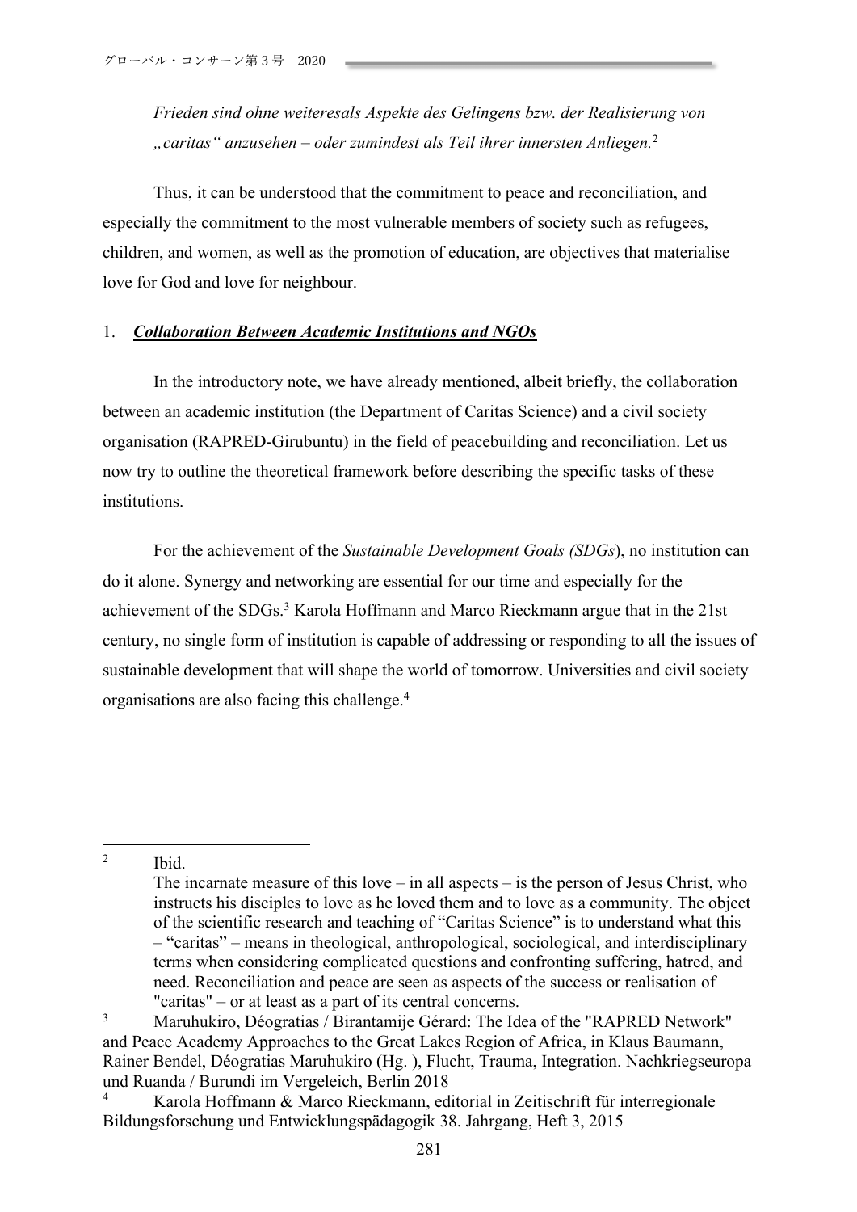*Frieden sind ohne weiteresals Aspekte des Gelingens bzw. der Realisierung von „caritas“ anzusehen – oder zumindest als Teil ihrer innersten Anliegen.*[2]

Thus, it can be understood that the commitment to peace and reconciliation, and especially the commitment to the most vulnerable members of society such as refugees, children, and women, as well as the promotion of education, are objectives that materialise love for God and love for neighbour.

## 1. ***Collaboration Between Academic Institutions and NGOs***

In the introductory note, we have already mentioned, albeit briefly, the collaboration between an academic institution (the Department of Caritas Science) and a civil society organisation (RAPRED-Girubuntu) in the field of peacebuilding and reconciliation. Let us now try to outline the theoretical framework before describing the specific tasks of these institutions.

For the achievement of the *Sustainable Development Goals (SDGs*), no institution can do it alone. Synergy and networking are essential for our time and especially for the achievement of the SDGs.[3] Karola Hoffmann and Marco Rieckmann argue that in the 21st century, no single form of institution is capable of addressing or responding to all the issues of sustainable development that will shape the world of tomorrow. Universities and civil society organisations are also facing this challenge.[4]

---

[2] Ibid.
The incarnate measure of this love – in all aspects – is the person of Jesus Christ, who instructs his disciples to love as he loved them and to love as a community. The object of the scientific research and teaching of “Caritas Science” is to understand what this – “caritas” – means in theological, anthropological, sociological, and interdisciplinary terms when considering complicated questions and confronting suffering, hatred, and need. Reconciliation and peace are seen as aspects of the success or realisation of "caritas" – or at least as a part of its central concerns.

[3] Maruhukiro, Déogratias / Birantamije Gérard: The Idea of the "RAPRED Network" and Peace Academy Approaches to the Great Lakes Region of Africa, in Klaus Baumann, Rainer Bendel, Déogratias Maruhukiro (Hg. ), Flucht, Trauma, Integration. Nachkriegseuropa und Ruanda / Burundi im Vergeleich, Berlin 2018

[4] Karola Hoffmann & Marco Rieckmann, editorial in Zeitschrift für interregionale Bildungsforschung und Entwicklungspädagogik 38. Jahrgang, Heft 3, 2015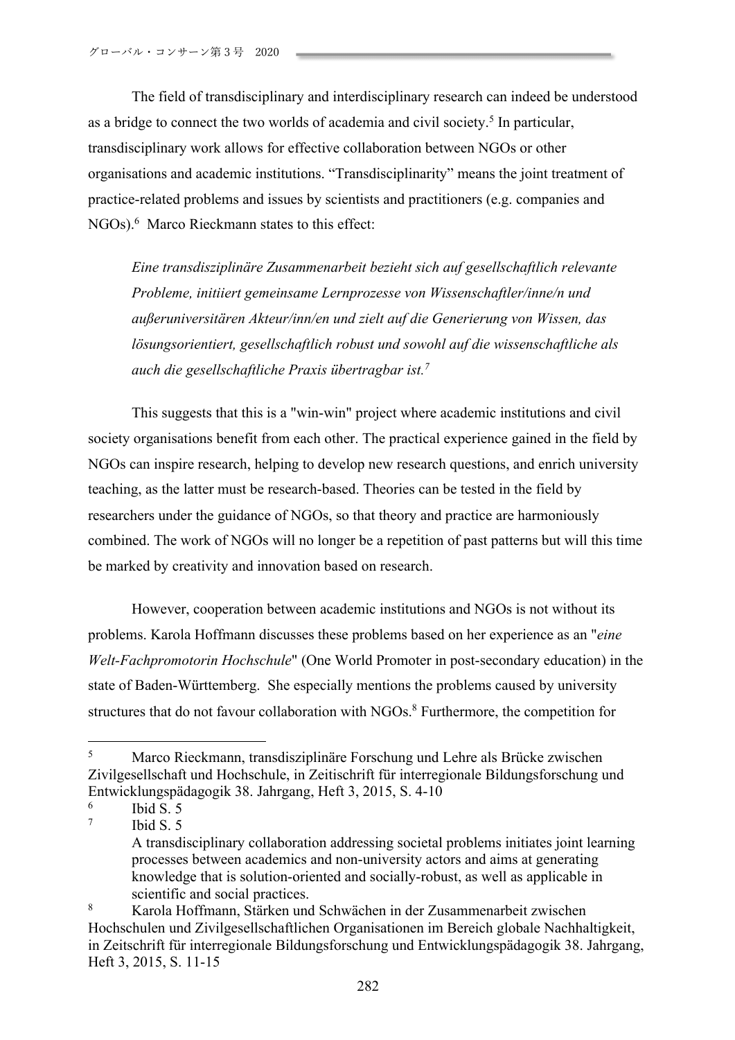The field of transdisciplinary and interdisciplinary research can indeed be understood as a bridge to connect the two worlds of academia and civil society.[5] In particular, transdisciplinary work allows for effective collaboration between NGOs or other organisations and academic institutions. "Transdisciplinarity" means the joint treatment of practice-related problems and issues by scientists and practitioners (e.g. companies and NGOs).[6] Marco Rieckmann states to this effect:

> *Eine transdisziplinäre Zusammenarbeit bezieht sich auf gesellschaftlich relevante Probleme, initiiert gemeinsame Lernprozesse von Wissenschaftler/inne/n und außeruniversitären Akteur/inn/en und zielt auf die Generierung von Wissen, das lösungsorientiert, gesellschaftlich robust und sowohl auf die wissenschaftliche als auch die gesellschaftliche Praxis übertragbar ist.*[7]

This suggests that this is a "win-win" project where academic institutions and civil society organisations benefit from each other. The practical experience gained in the field by NGOs can inspire research, helping to develop new research questions, and enrich university teaching, as the latter must be research-based. Theories can be tested in the field by researchers under the guidance of NGOs, so that theory and practice are harmoniously combined. The work of NGOs will no longer be a repetition of past patterns but will this time be marked by creativity and innovation based on research.

However, cooperation between academic institutions and NGOs is not without its problems. Karola Hoffmann discusses these problems based on her experience as an "*eine Welt-Fachpromotorin Hochschule*" (One World Promoter in post-secondary education) in the state of Baden-Württemberg. She especially mentions the problems caused by university structures that do not favour collaboration with NGOs.[8] Furthermore, the competition for

---

[5] Marco Rieckmann, transdisziplinäre Forschung und Lehre als Brücke zwischen Zivilgesellschaft und Hochschule, in Zeitischrift für interregionale Bildungsforschung und Entwicklungspädagogik 38. Jahrgang, Heft 3, 2015, S. 4-10

[6] Ibid S. 5

[7] Ibid S. 5
A transdisciplinary collaboration addressing societal problems initiates joint learning processes between academics and non-university actors and aims at generating knowledge that is solution-oriented and socially-robust, as well as applicable in scientific and social practices.

[8] Karola Hoffmann, Stärken und Schwächen in der Zusammenarbeit zwischen Hochschulen und Zivilgesellschaftlichen Organisationen im Bereich globale Nachhaltigkeit, in Zeitschrift für interregionale Bildungsforschung und Entwicklungspädagogik 38. Jahrgang, Heft 3, 2015, S. 11-15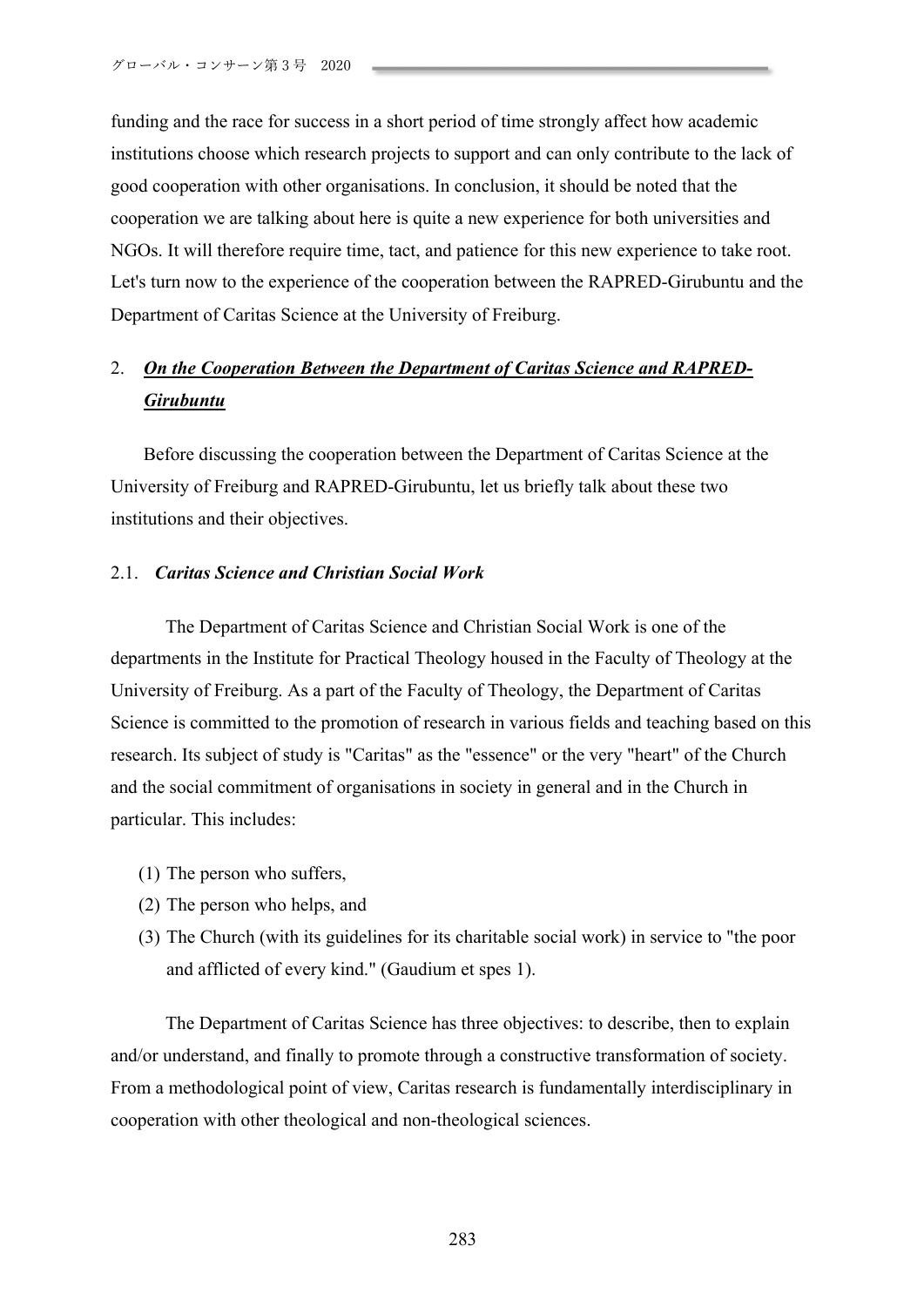funding and the race for success in a short period of time strongly affect how academic institutions choose which research projects to support and can only contribute to the lack of good cooperation with other organisations. In conclusion, it should be noted that the cooperation we are talking about here is quite a new experience for both universities and NGOs. It will therefore require time, tact, and patience for this new experience to take root. Let's turn now to the experience of the cooperation between the RAPRED-Girubuntu and the Department of Caritas Science at the University of Freiburg.

## 2. ***On the Cooperation Between the Department of Caritas Science and RAPRED-Girubuntu***

Before discussing the cooperation between the Department of Caritas Science at the University of Freiburg and RAPRED-Girubuntu, let us briefly talk about these two institutions and their objectives.

### 2.1. *Caritas Science and Christian Social Work*

The Department of Caritas Science and Christian Social Work is one of the departments in the Institute for Practical Theology housed in the Faculty of Theology at the University of Freiburg. As a part of the Faculty of Theology, the Department of Caritas Science is committed to the promotion of research in various fields and teaching based on this research. Its subject of study is "Caritas" as the "essence" or the very "heart" of the Church and the social commitment of organisations in society in general and in the Church in particular. This includes:

(1) The person who suffers,
(2) The person who helps, and
(3) The Church (with its guidelines for its charitable social work) in service to "the poor and afflicted of every kind." (Gaudium et spes 1).

The Department of Caritas Science has three objectives: to describe, then to explain and/or understand, and finally to promote through a constructive transformation of society. From a methodological point of view, Caritas research is fundamentally interdisciplinary in cooperation with other theological and non-theological sciences.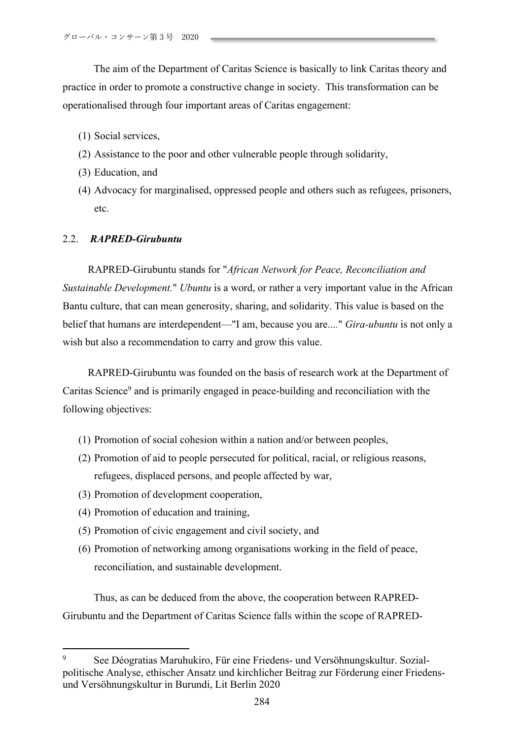The aim of the Department of Caritas Science is basically to link Caritas theory and practice in order to promote a constructive change in society. This transformation can be operationalised through four important areas of Caritas engagement:

(1) Social services,
(2) Assistance to the poor and other vulnerable people through solidarity,
(3) Education, and
(4) Advocacy for marginalised, oppressed people and others such as refugees, prisoners, etc.

## 2.2. *RAPRED-Girubuntu*

RAPRED-Girubuntu stands for "*African Network for Peace, Reconciliation and Sustainable Development.*" *Ubuntu* is a word, or rather a very important value in the African Bantu culture, that can mean generosity, sharing, and solidarity. This value is based on the belief that humans are interdependent—"I am, because you are...." *Gira-ubuntu* is not only a wish but also a recommendation to carry and grow this value.

RAPRED-Girubuntu was founded on the basis of research work at the Department of Caritas Science[9] and is primarily engaged in peace-building and reconciliation with the following objectives:

(1) Promotion of social cohesion within a nation and/or between peoples,
(2) Promotion of aid to people persecuted for political, racial, or religious reasons, refugees, displaced persons, and people affected by war,
(3) Promotion of development cooperation,
(4) Promotion of education and training,
(5) Promotion of civic engagement and civil society, and
(6) Promotion of networking among organisations working in the field of peace, reconciliation, and sustainable development.

Thus, as can be deduced from the above, the cooperation between RAPRED-Girubuntu and the Department of Caritas Science falls within the scope of RAPRED-

[9] See Déogratias Maruhukiro, Für eine Friedens- und Versöhnungskultur. Sozialpolitische Analyse, ethischer Ansatz und kirchlicher Beitrag zur Förderung einer Friedens- und Versöhnungskultur in Burundi, Lit Berlin 2020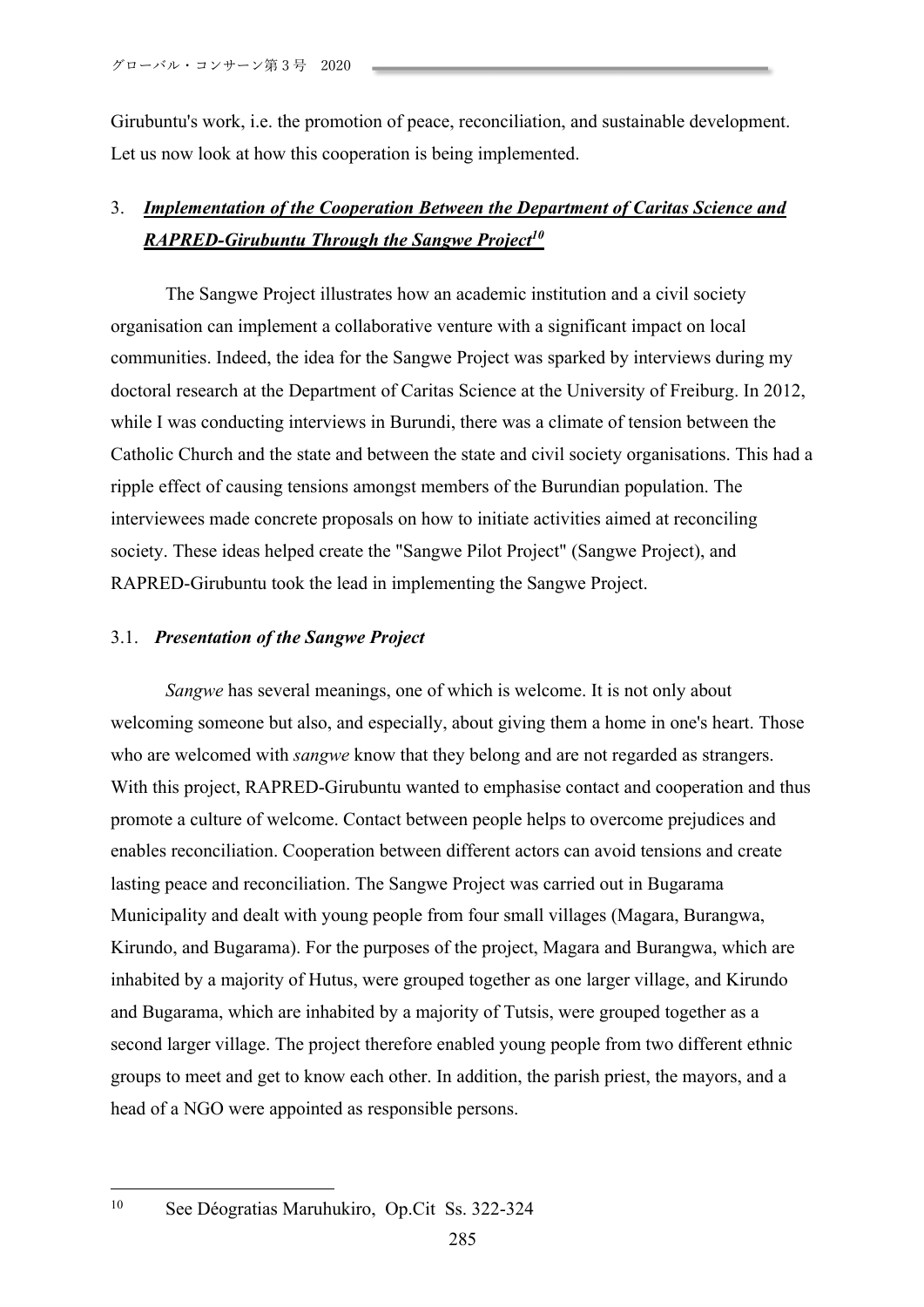Girubuntu's work, i.e. the promotion of peace, reconciliation, and sustainable development. Let us now look at how this cooperation is being implemented.

## 3. ***Implementation of the Cooperation Between the Department of Caritas Science and RAPRED-Girubuntu Through the Sangwe Project***[10]

The Sangwe Project illustrates how an academic institution and a civil society organisation can implement a collaborative venture with a significant impact on local communities. Indeed, the idea for the Sangwe Project was sparked by interviews during my doctoral research at the Department of Caritas Science at the University of Freiburg. In 2012, while I was conducting interviews in Burundi, there was a climate of tension between the Catholic Church and the state and between the state and civil society organisations. This had a ripple effect of causing tensions amongst members of the Burundian population. The interviewees made concrete proposals on how to initiate activities aimed at reconciling society. These ideas helped create the "Sangwe Pilot Project" (Sangwe Project), and RAPRED-Girubuntu took the lead in implementing the Sangwe Project.

### 3.1. ***Presentation of the Sangwe Project***

*Sangwe* has several meanings, one of which is welcome. It is not only about welcoming someone but also, and especially, about giving them a home in one's heart. Those who are welcomed with *sangwe* know that they belong and are not regarded as strangers. With this project, RAPRED-Girubuntu wanted to emphasise contact and cooperation and thus promote a culture of welcome. Contact between people helps to overcome prejudices and enables reconciliation. Cooperation between different actors can avoid tensions and create lasting peace and reconciliation. The Sangwe Project was carried out in Bugarama Municipality and dealt with young people from four small villages (Magara, Burangwa, Kirundo, and Bugarama). For the purposes of the project, Magara and Burangwa, which are inhabited by a majority of Hutus, were grouped together as one larger village, and Kirundo and Bugarama, which are inhabited by a majority of Tutsis, were grouped together as a second larger village. The project therefore enabled young people from two different ethnic groups to meet and get to know each other. In addition, the parish priest, the mayors, and a head of a NGO were appointed as responsible persons.

---

[10] See Déogratias Maruhukiro, Op.Cit Ss. 322-324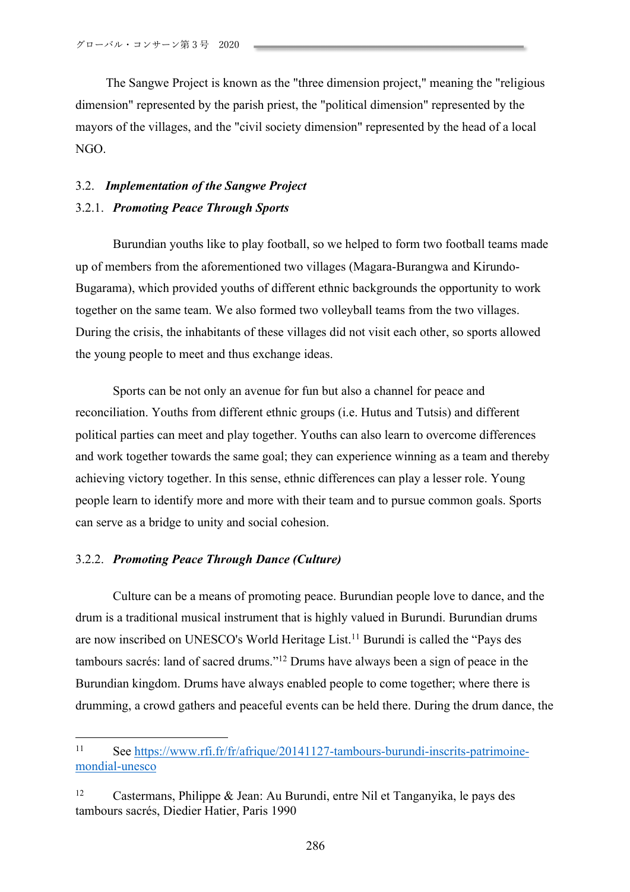The Sangwe Project is known as the "three dimension project," meaning the "religious dimension" represented by the parish priest, the "political dimension" represented by the mayors of the villages, and the "civil society dimension" represented by the head of a local NGO.

### 3.2. *Implementation of the Sangwe Project*

#### 3.2.1. *Promoting Peace Through Sports*

Burundian youths like to play football, so we helped to form two football teams made up of members from the aforementioned two villages (Magara-Burangwa and Kirundo-Bugarama), which provided youths of different ethnic backgrounds the opportunity to work together on the same team. We also formed two volleyball teams from the two villages. During the crisis, the inhabitants of these villages did not visit each other, so sports allowed the young people to meet and thus exchange ideas.

Sports can be not only an avenue for fun but also a channel for peace and reconciliation. Youths from different ethnic groups (i.e. Hutus and Tutsis) and different political parties can meet and play together. Youths can also learn to overcome differences and work together towards the same goal; they can experience winning as a team and thereby achieving victory together. In this sense, ethnic differences can play a lesser role. Young people learn to identify more and more with their team and to pursue common goals. Sports can serve as a bridge to unity and social cohesion.

#### 3.2.2. *Promoting Peace Through Dance (Culture)*

Culture can be a means of promoting peace. Burundian people love to dance, and the drum is a traditional musical instrument that is highly valued in Burundi. Burundian drums are now inscribed on UNESCO's World Heritage List.[11] Burundi is called the "Pays des tambours sacrés: land of sacred drums."[12] Drums have always been a sign of peace in the Burundian kingdom. Drums have always enabled people to come together; where there is drumming, a crowd gathers and peaceful events can be held there. During the drum dance, the

---

[11] See https://www.rfi.fr/fr/afrique/20141127-tambours-burundi-inscrits-patrimoine-mondial-unesco

[12] Castermans, Philippe & Jean: Au Burundi, entre Nil et Tanganyika, le pays des tambours sacrés, Diedier Hatier, Paris 1990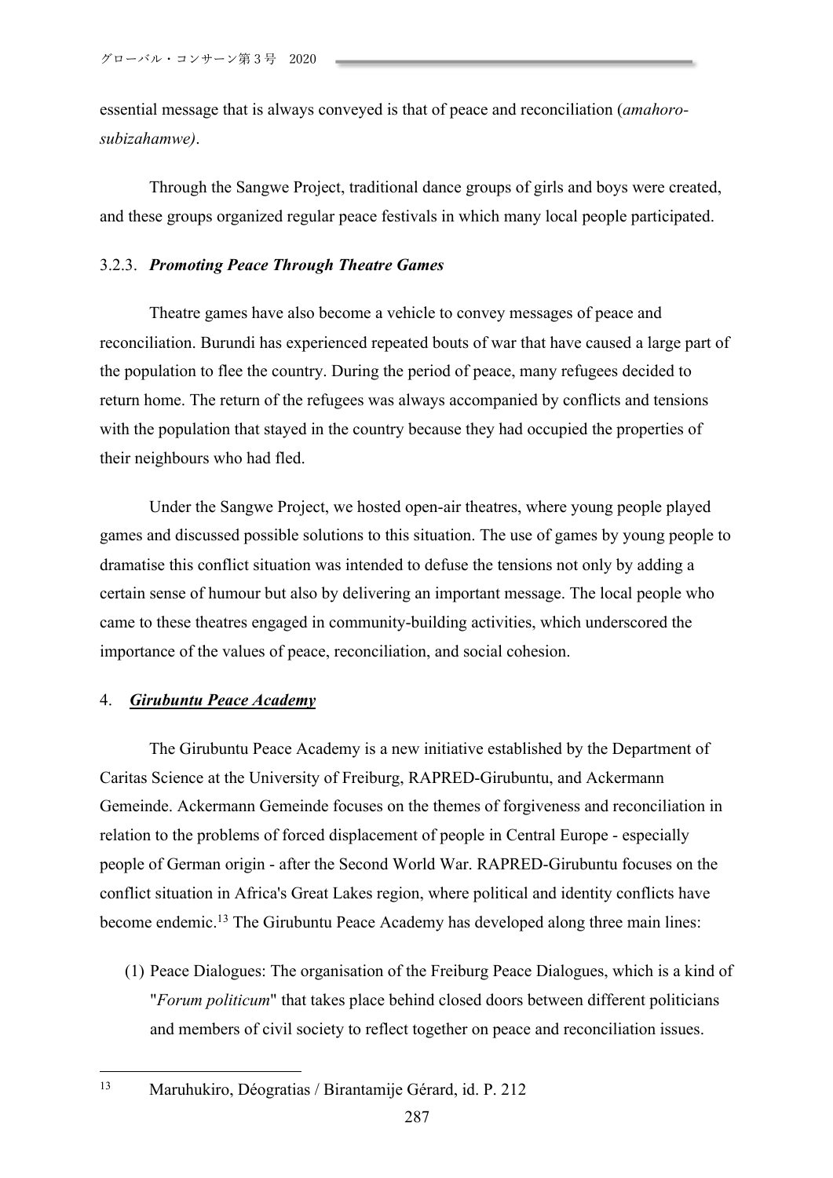essential message that is always conveyed is that of peace and reconciliation (*amahoro-subizahamwe)*.

Through the Sangwe Project, traditional dance groups of girls and boys were created, and these groups organized regular peace festivals in which many local people participated.

### 3.2.3. *Promoting Peace Through Theatre Games*

Theatre games have also become a vehicle to convey messages of peace and reconciliation. Burundi has experienced repeated bouts of war that have caused a large part of the population to flee the country. During the period of peace, many refugees decided to return home. The return of the refugees was always accompanied by conflicts and tensions with the population that stayed in the country because they had occupied the properties of their neighbours who had fled.

Under the Sangwe Project, we hosted open-air theatres, where young people played games and discussed possible solutions to this situation. The use of games by young people to dramatise this conflict situation was intended to defuse the tensions not only by adding a certain sense of humour but also by delivering an important message. The local people who came to these theatres engaged in community-building activities, which underscored the importance of the values of peace, reconciliation, and social cohesion.

## 4. ***Girubuntu Peace Academy***

The Girubuntu Peace Academy is a new initiative established by the Department of Caritas Science at the University of Freiburg, RAPRED-Girubuntu, and Ackermann Gemeinde. Ackermann Gemeinde focuses on the themes of forgiveness and reconciliation in relation to the problems of forced displacement of people in Central Europe - especially people of German origin - after the Second World War. RAPRED-Girubuntu focuses on the conflict situation in Africa's Great Lakes region, where political and identity conflicts have become endemic.[13] The Girubuntu Peace Academy has developed along three main lines:

(1) Peace Dialogues: The organisation of the Freiburg Peace Dialogues, which is a kind of "*Forum politicum*" that takes place behind closed doors between different politicians and members of civil society to reflect together on peace and reconciliation issues.

---

[13] Maruhukiro, Déogratias / Birantamije Gérard, id. P. 212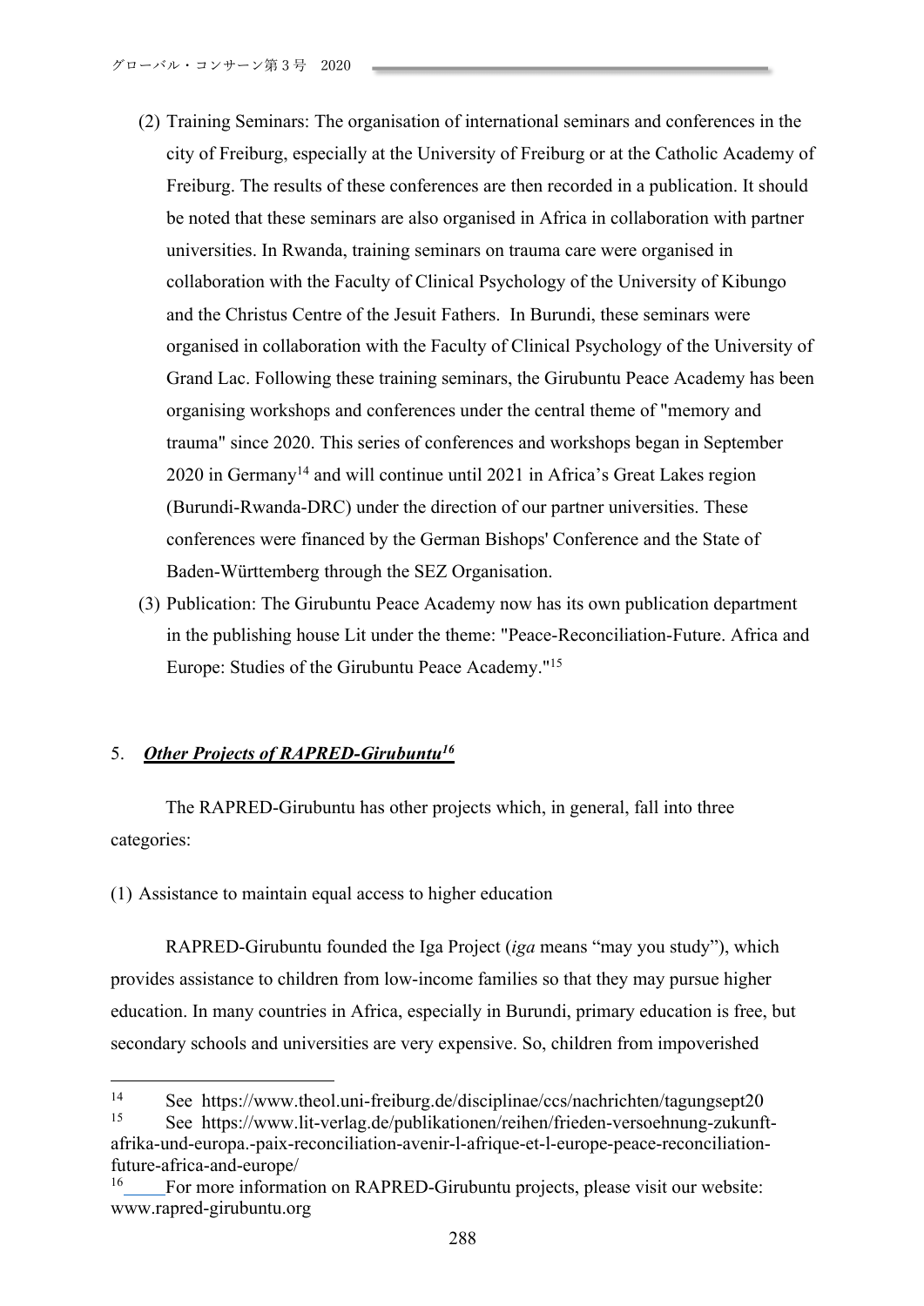(2) Training Seminars: The organisation of international seminars and conferences in the city of Freiburg, especially at the University of Freiburg or at the Catholic Academy of Freiburg. The results of these conferences are then recorded in a publication. It should be noted that these seminars are also organised in Africa in collaboration with partner universities. In Rwanda, training seminars on trauma care were organised in collaboration with the Faculty of Clinical Psychology of the University of Kibungo and the Christus Centre of the Jesuit Fathers. In Burundi, these seminars were organised in collaboration with the Faculty of Clinical Psychology of the University of Grand Lac. Following these training seminars, the Girubuntu Peace Academy has been organising workshops and conferences under the central theme of "memory and trauma" since 2020. This series of conferences and workshops began in September 2020 in Germany[14] and will continue until 2021 in Africa's Great Lakes region (Burundi-Rwanda-DRC) under the direction of our partner universities. These conferences were financed by the German Bishops' Conference and the State of Baden-Württemberg through the SEZ Organisation.

(3) Publication: The Girubuntu Peace Academy now has its own publication department in the publishing house Lit under the theme: "Peace-Reconciliation-Future. Africa and Europe: Studies of the Girubuntu Peace Academy."[15]

## 5. ***Other Projects of RAPRED-Girubuntu***[16]

The RAPRED-Girubuntu has other projects which, in general, fall into three categories:

(1) Assistance to maintain equal access to higher education

RAPRED-Girubuntu founded the Iga Project (*iga* means "may you study"), which provides assistance to children from low-income families so that they may pursue higher education. In many countries in Africa, especially in Burundi, primary education is free, but secondary schools and universities are very expensive. So, children from impoverished

---

[14] See https://www.theol.uni-freiburg.de/disciplinae/ccs/nachrichten/tagungsept20

[15] See https://www.lit-verlag.de/publikationen/reihen/frieden-versoehnung-zukunft-afrika-und-europa.-paix-reconciliation-avenir-l-afrique-et-l-europe-peace-reconciliation-future-africa-and-europe/

[16] For more information on RAPRED-Girubuntu projects, please visit our website: www.rapred-girubuntu.org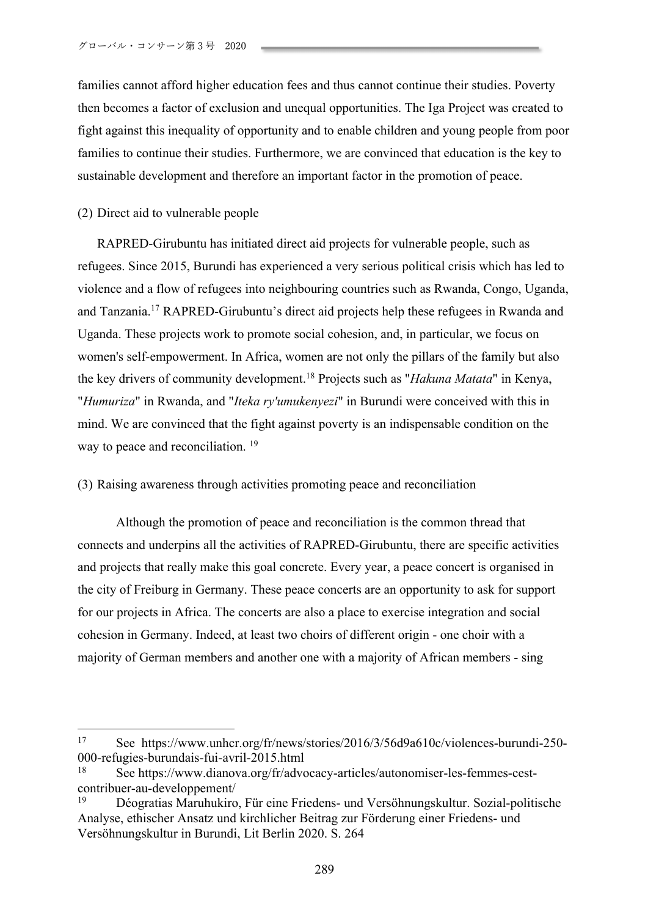families cannot afford higher education fees and thus cannot continue their studies. Poverty then becomes a factor of exclusion and unequal opportunities. The Iga Project was created to fight against this inequality of opportunity and to enable children and young people from poor families to continue their studies. Furthermore, we are convinced that education is the key to sustainable development and therefore an important factor in the promotion of peace.

(2) Direct aid to vulnerable people

RAPRED-Girubuntu has initiated direct aid projects for vulnerable people, such as refugees. Since 2015, Burundi has experienced a very serious political crisis which has led to violence and a flow of refugees into neighbouring countries such as Rwanda, Congo, Uganda, and Tanzania.[17] RAPRED-Girubuntu's direct aid projects help these refugees in Rwanda and Uganda. These projects work to promote social cohesion, and, in particular, we focus on women's self-empowerment. In Africa, women are not only the pillars of the family but also the key drivers of community development.[18] Projects such as "*Hakuna Matata*" in Kenya, "*Humuriza*" in Rwanda, and "*Iteka ry'umukenyezi*" in Burundi were conceived with this in mind. We are convinced that the fight against poverty is an indispensable condition on the way to peace and reconciliation. [19]

(3) Raising awareness through activities promoting peace and reconciliation

Although the promotion of peace and reconciliation is the common thread that connects and underpins all the activities of RAPRED-Girubuntu, there are specific activities and projects that really make this goal concrete. Every year, a peace concert is organised in the city of Freiburg in Germany. These peace concerts are an opportunity to ask for support for our projects in Africa. The concerts are also a place to exercise integration and social cohesion in Germany. Indeed, at least two choirs of different origin - one choir with a majority of German members and another one with a majority of African members - sing

---

[17] See https://www.unhcr.org/fr/news/stories/2016/3/56d9a610c/violences-burundi-250-000-refugies-burundais-fui-avril-2015.html

[18] See https://www.dianova.org/fr/advocacy-articles/autonomiser-les-femmes-cest-contribuer-au-developpement/

[19] Déogratias Maruhukiro, Für eine Friedens- und Versöhnungskultur. Sozial-politische Analyse, ethischer Ansatz und kirchlicher Beitrag zur Förderung einer Friedens- und Versöhnungskultur in Burundi, Lit Berlin 2020. S. 264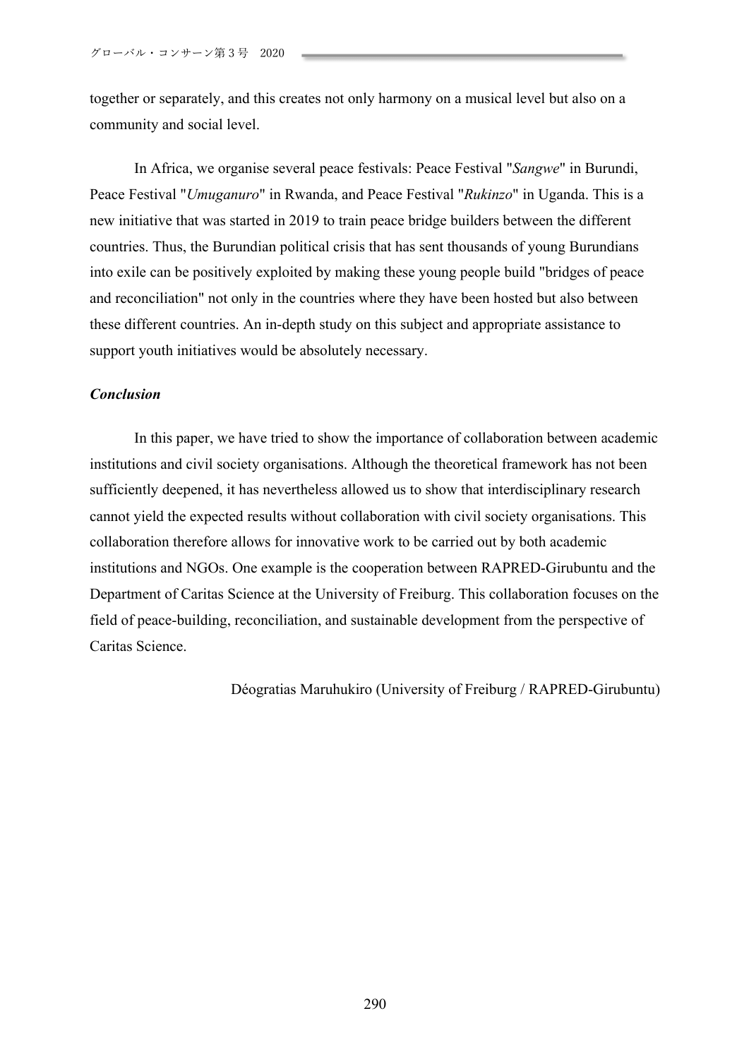together or separately, and this creates not only harmony on a musical level but also on a community and social level.

In Africa, we organise several peace festivals: Peace Festival "*Sangwe*" in Burundi, Peace Festival "*Umuganuro*" in Rwanda, and Peace Festival "*Rukinzo*" in Uganda. This is a new initiative that was started in 2019 to train peace bridge builders between the different countries. Thus, the Burundian political crisis that has sent thousands of young Burundians into exile can be positively exploited by making these young people build "bridges of peace and reconciliation" not only in the countries where they have been hosted but also between these different countries. An in-depth study on this subject and appropriate assistance to support youth initiatives would be absolutely necessary.

***Conclusion***

In this paper, we have tried to show the importance of collaboration between academic institutions and civil society organisations. Although the theoretical framework has not been sufficiently deepened, it has nevertheless allowed us to show that interdisciplinary research cannot yield the expected results without collaboration with civil society organisations. This collaboration therefore allows for innovative work to be carried out by both academic institutions and NGOs. One example is the cooperation between RAPRED-Girubuntu and the Department of Caritas Science at the University of Freiburg. This collaboration focuses on the field of peace-building, reconciliation, and sustainable development from the perspective of Caritas Science.

Déogratias Maruhukiro (University of Freiburg / RAPRED-Girubuntu)